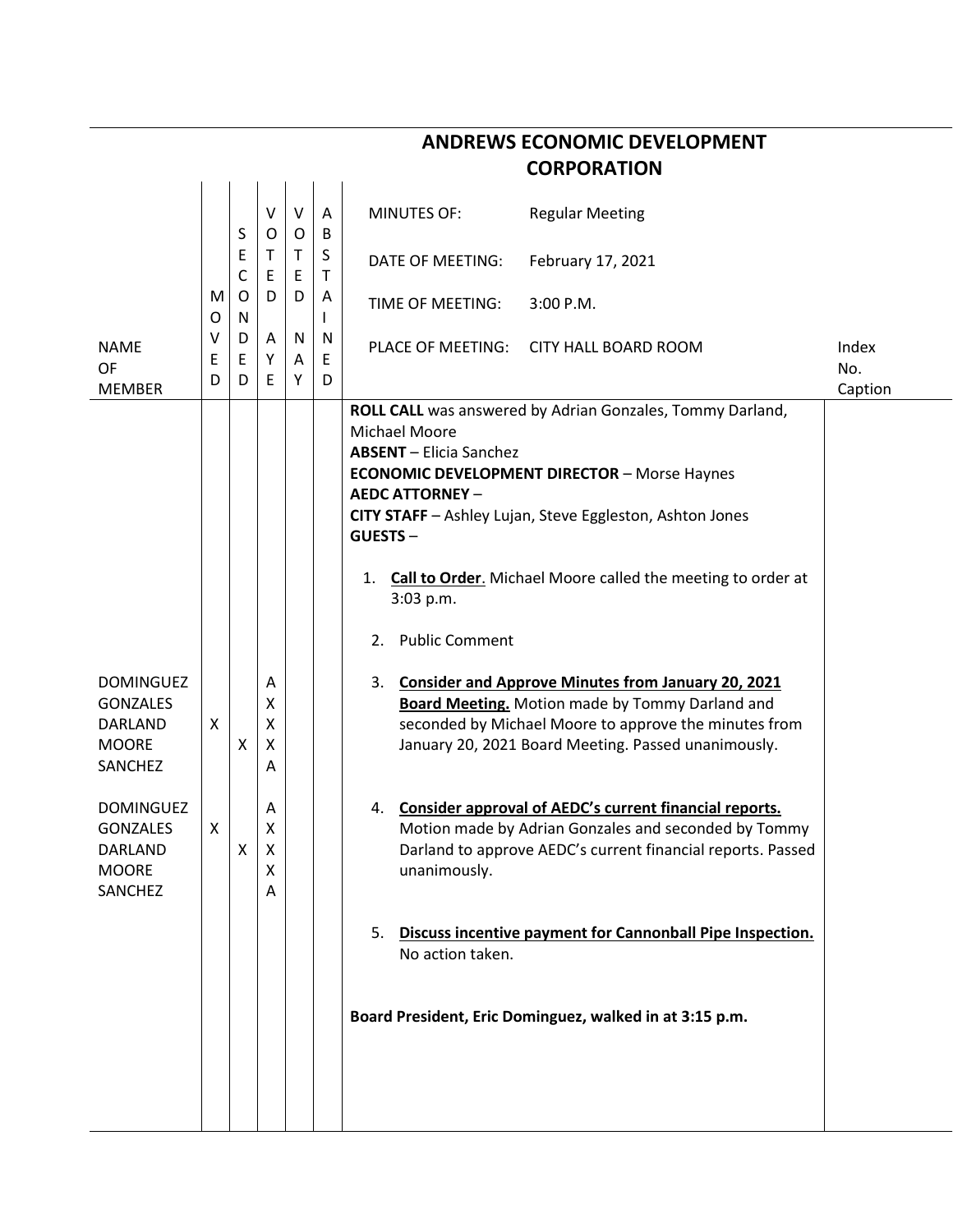# ANDREWS ECONOMIC DEVELOPMENT CORPORATION

| | |
|---|---|
| MINUTES OF: | Regular Meeting |
| DATE OF MEETING: | February 17, 2021 |
| TIME OF MEETING: | 3:00 P.M. |
| PLACE OF MEETING: | CITY HALL BOARD ROOM |

| NAME OF MEMBER | MOVED | SECONDED | VOTED AYE | VOTED NAY | ABSTAINED | | Index No. Caption |
|---|---|---|---|---|---|---|---|
| | | | | | | **ROLL CALL** was answered by Adrian Gonzales, Tommy Darland, Michael Moore<br>**ABSENT** – Elicia Sanchez<br>**ECONOMIC DEVELOPMENT DIRECTOR** – Morse Haynes<br>**AEDC ATTORNEY** –<br>**CITY STAFF** – Ashley Lujan, Steve Eggleston, Ashton Jones<br>**GUESTS** – | |
| | | | | | | 1. **Call to Order**. Michael Moore called the meeting to order at 3:03 p.m. | |
| | | | | | | 2. Public Comment | |
| DOMINGUEZ | | | A | | | 3. **Consider and Approve Minutes from January 20, 2021 Board Meeting.** Motion made by Tommy Darland and seconded by Michael Moore to approve the minutes from January 20, 2021 Board Meeting. Passed unanimously. | |
| GONZALES | | | X | | | | |
| DARLAND | X | | X | | | | |
| MOORE | | X | X | | | | |
| SANCHEZ | | | A | | | | |
| DOMINGUEZ | | | A | | | 4. **Consider approval of AEDC's current financial reports.** Motion made by Adrian Gonzales and seconded by Tommy Darland to approve AEDC's current financial reports. Passed unanimously. | |
| GONZALES | X | | X | | | | |
| DARLAND | | X | X | | | | |
| MOORE | | | X | | | | |
| SANCHEZ | | | A | | | | |
| | | | | | | 5. **Discuss incentive payment for Cannonball Pipe Inspection.** No action taken. | |
| | | | | | | **Board President, Eric Dominguez, walked in at 3:15 p.m.** | |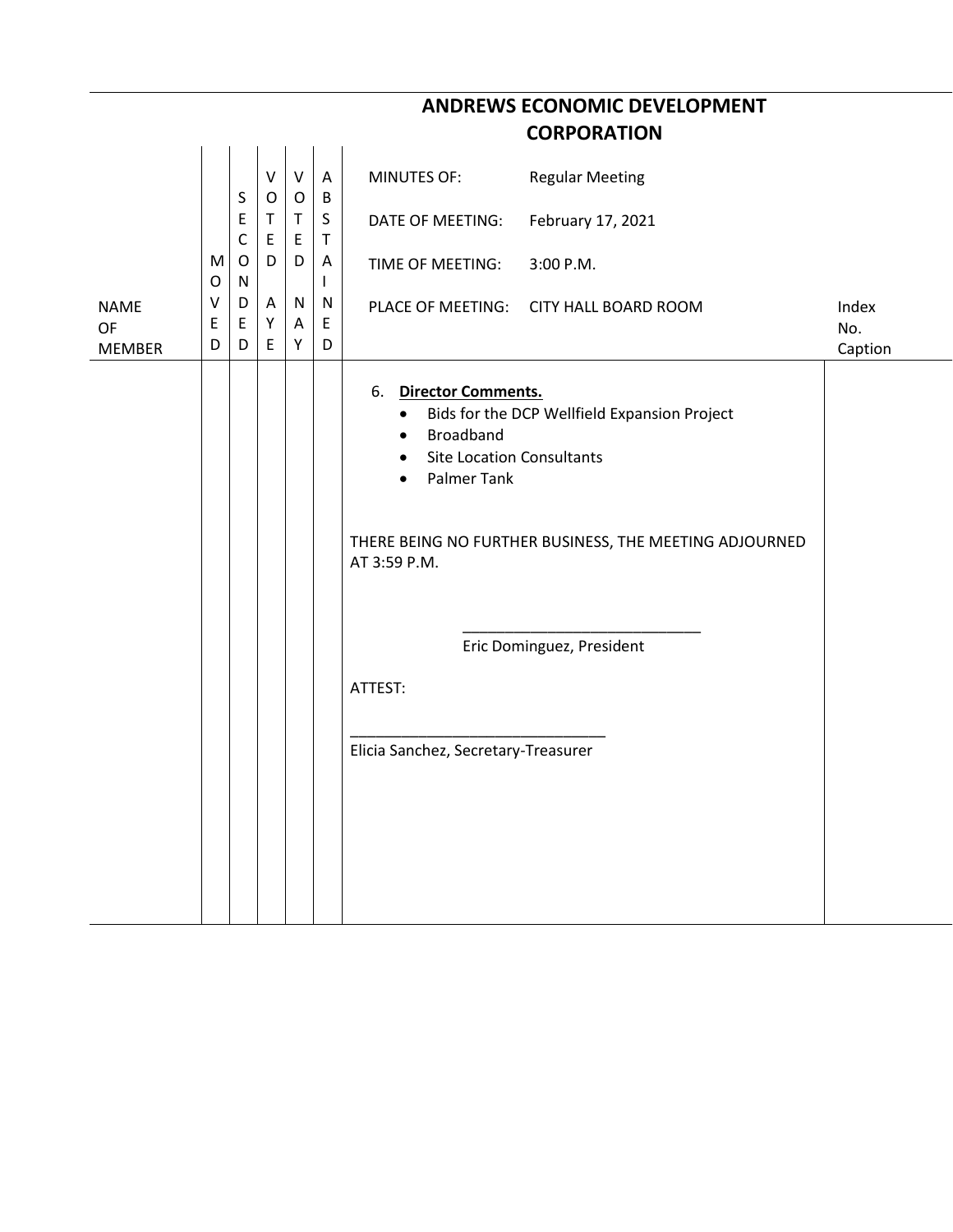# ANDREWS ECONOMIC DEVELOPMENT CORPORATION

| NAME OF MEMBER | MOVED | SECONDED | VOTED AYE | VOTED NAY | ABSTAINED | MINUTES OF: Regular Meeting<br>DATE OF MEETING: February 17, 2021<br>TIME OF MEETING: 3:00 P.M.<br>PLACE OF MEETING: CITY HALL BOARD ROOM | Index No. Caption |
|---|---|---|---|---|---|---|---|
| | | | | | | 6. **Director Comments.**<br>• Bids for the DCP Wellfield Expansion Project<br>• Broadband<br>• Site Location Consultants<br>• Palmer Tank<br><br>THERE BEING NO FURTHER BUSINESS, THE MEETING ADJOURNED AT 3:59 P.M.<br><br>_____________________________<br>Eric Dominguez, President<br><br>ATTEST:<br><br>______________________________<br>Elicia Sanchez, Secretary-Treasurer | |